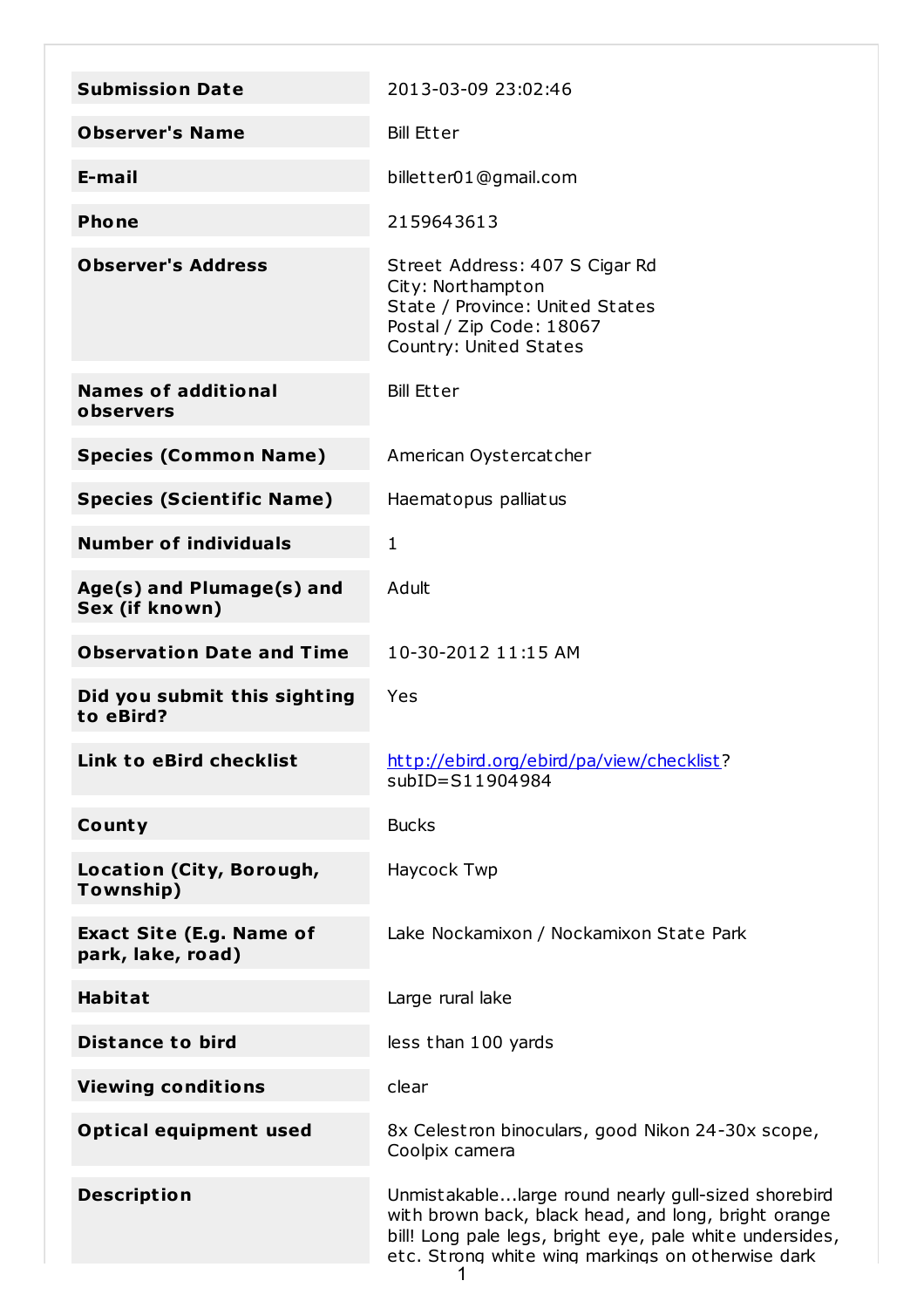| | |
|---|---|
| **Submission Date** | 2013-03-09 23:02:46 |
| **Observer's Name** | Bill Etter |
| **E-mail** | billetter01@gmail.com |
| **Phone** | 2159643613 |
| **Observer's Address** | Street Address: 407 S Cigar Rd<br>City: Northampton<br>State / Province: United States<br>Postal / Zip Code: 18067<br>Country: United States |
| **Names of additional observers** | Bill Etter |
| **Species (Common Name)** | American Oystercatcher |
| **Species (Scientific Name)** | Haematopus palliatus |
| **Number of individuals** | 1 |
| **Age(s) and Plumage(s) and Sex (if known)** | Adult |
| **Observation Date and Time** | 10-30-2012 11:15 AM |
| **Did you submit this sighting to eBird?** | Yes |
| **Link to eBird checklist** | http://ebird.org/ebird/pa/view/checklist?subID=S11904984 |
| **County** | Bucks |
| **Location (City, Borough, Township)** | Haycock Twp |
| **Exact Site (E.g. Name of park, lake, road)** | Lake Nockamixon / Nockamixon State Park |
| **Habitat** | Large rural lake |
| **Distance to bird** | less than 100 yards |
| **Viewing conditions** | clear |
| **Optical equipment used** | 8x Celestron binoculars, good Nikon 24-30x scope, Coolpix camera |
| **Description** | Unmistakable...large round nearly gull-sized shorebird with brown back, black head, and long, bright orange bill! Long pale legs, bright eye, pale white undersides, etc. Strong white wing markings on otherwise dark |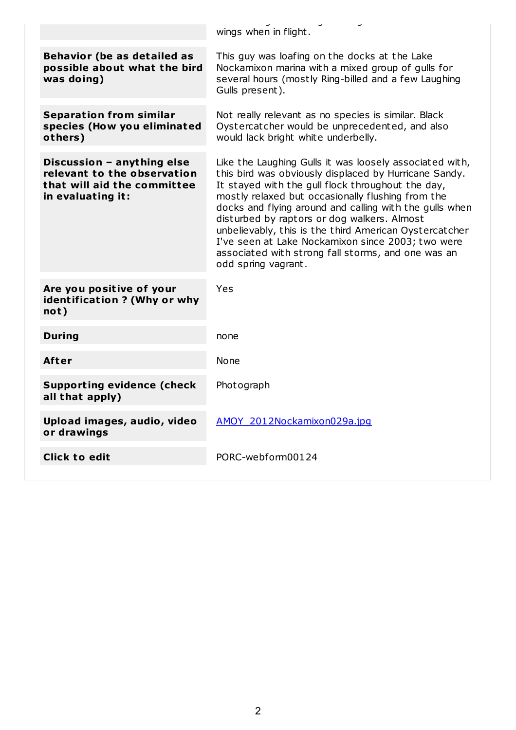| | |
|---|---|
| | wings when in flight. |
| **Behavior (be as detailed as possible about what the bird was doing)** | This guy was loafing on the docks at the Lake Nockamixon marina with a mixed group of gulls for several hours (mostly Ring-billed and a few Laughing Gulls present). |
| **Separation from similar species (How you eliminated others)** | Not really relevant as no species is similar. Black Oystercatcher would be unprecedented, and also would lack bright white underbelly. |
| **Discussion – anything else relevant to the observation that will aid the committee in evaluating it:** | Like the Laughing Gulls it was loosely associated with, this bird was obviously displaced by Hurricane Sandy. It stayed with the gull flock throughout the day, mostly relaxed but occasionally flushing from the docks and flying around and calling with the gulls when disturbed by raptors or dog walkers. Almost unbelievably, this is the third American Oystercatcher I've seen at Lake Nockamixon since 2003; two were associated with strong fall storms, and one was an odd spring vagrant. |
| **Are you positive of your identification ? (Why or why not)** | Yes |
| **During** | none |
| **After** | None |
| **Supporting evidence (check all that apply)** | Photograph |
| **Upload images, audio, video or drawings** | AMOY_2012Nockamixon029a.jpg |
| **Click to edit** | PORC-webform00124 |